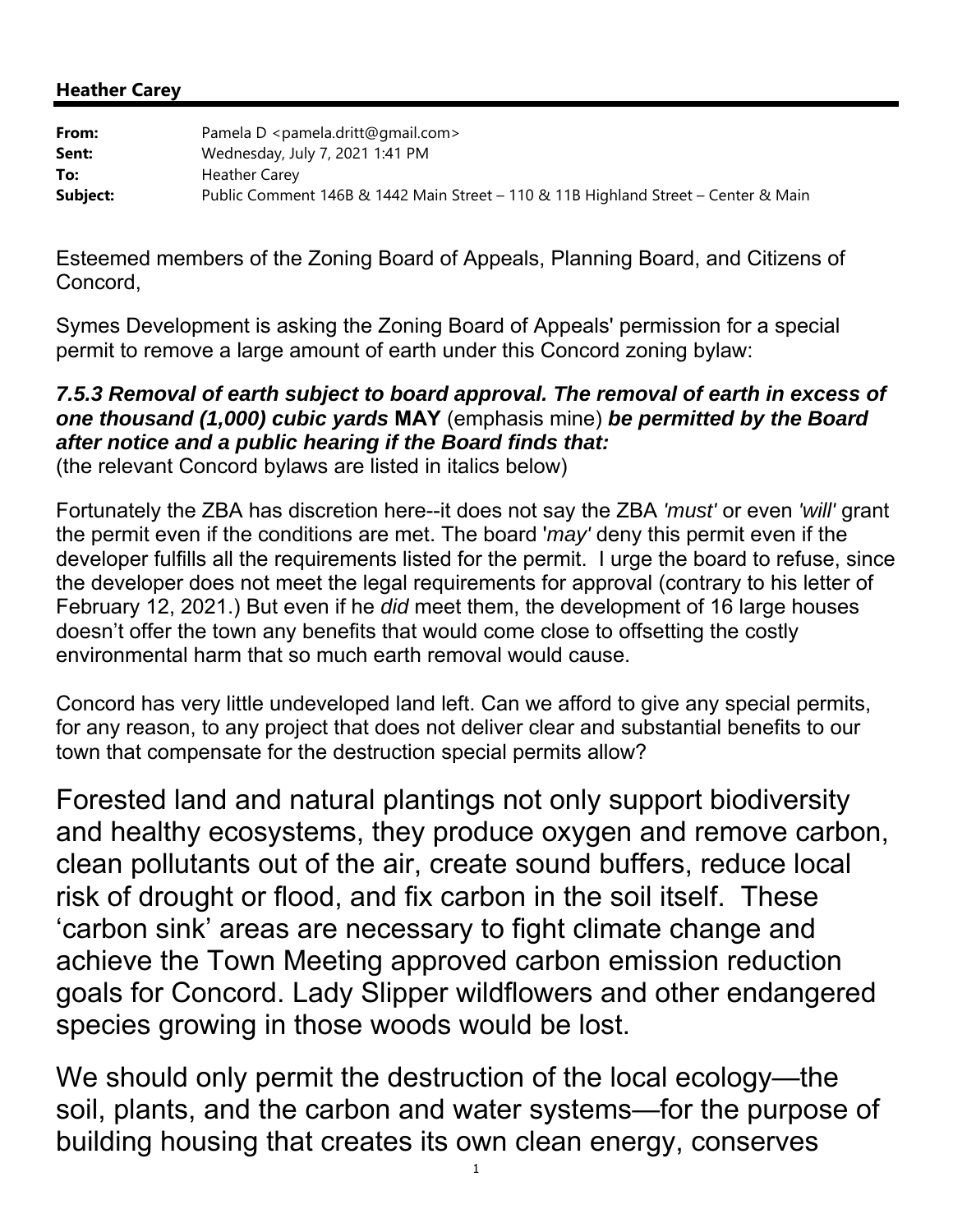**Heather Carey**

| | |
|---|---|
| **From:** | Pamela D <pamela.dritt@gmail.com> |
| **Sent:** | Wednesday, July 7, 2021 1:41 PM |
| **To:** | Heather Carey |
| **Subject:** | Public Comment 146B & 1442 Main Street – 110 & 11B Highland Street – Center & Main |

Esteemed members of the Zoning Board of Appeals, Planning Board, and Citizens of Concord,

Symes Development is asking the Zoning Board of Appeals' permission for a special permit to remove a large amount of earth under this Concord zoning bylaw:

***7.5.3 Removal of earth subject to board approval. The removal of earth in excess of one thousand (1,000) cubic yards*** **MAY** (emphasis mine) ***be permitted by the Board after notice and a public hearing if the Board finds that:***
(the relevant Concord bylaws are listed in italics below)

Fortunately the ZBA has discretion here--it does not say the ZBA *'must'* or even *'will'* grant the permit even if the conditions are met. The board '*may*' deny this permit even if the developer fulfills all the requirements listed for the permit. I urge the board to refuse, since the developer does not meet the legal requirements for approval (contrary to his letter of February 12, 2021.) But even if he *did* meet them, the development of 16 large houses doesn't offer the town any benefits that would come close to offsetting the costly environmental harm that so much earth removal would cause.

Concord has very little undeveloped land left. Can we afford to give any special permits, for any reason, to any project that does not deliver clear and substantial benefits to our town that compensate for the destruction special permits allow?

Forested land and natural plantings not only support biodiversity and healthy ecosystems, they produce oxygen and remove carbon, clean pollutants out of the air, create sound buffers, reduce local risk of drought or flood, and fix carbon in the soil itself. These 'carbon sink' areas are necessary to fight climate change and achieve the Town Meeting approved carbon emission reduction goals for Concord. Lady Slipper wildflowers and other endangered species growing in those woods would be lost.

We should only permit the destruction of the local ecology—the soil, plants, and the carbon and water systems—for the purpose of building housing that creates its own clean energy, conserves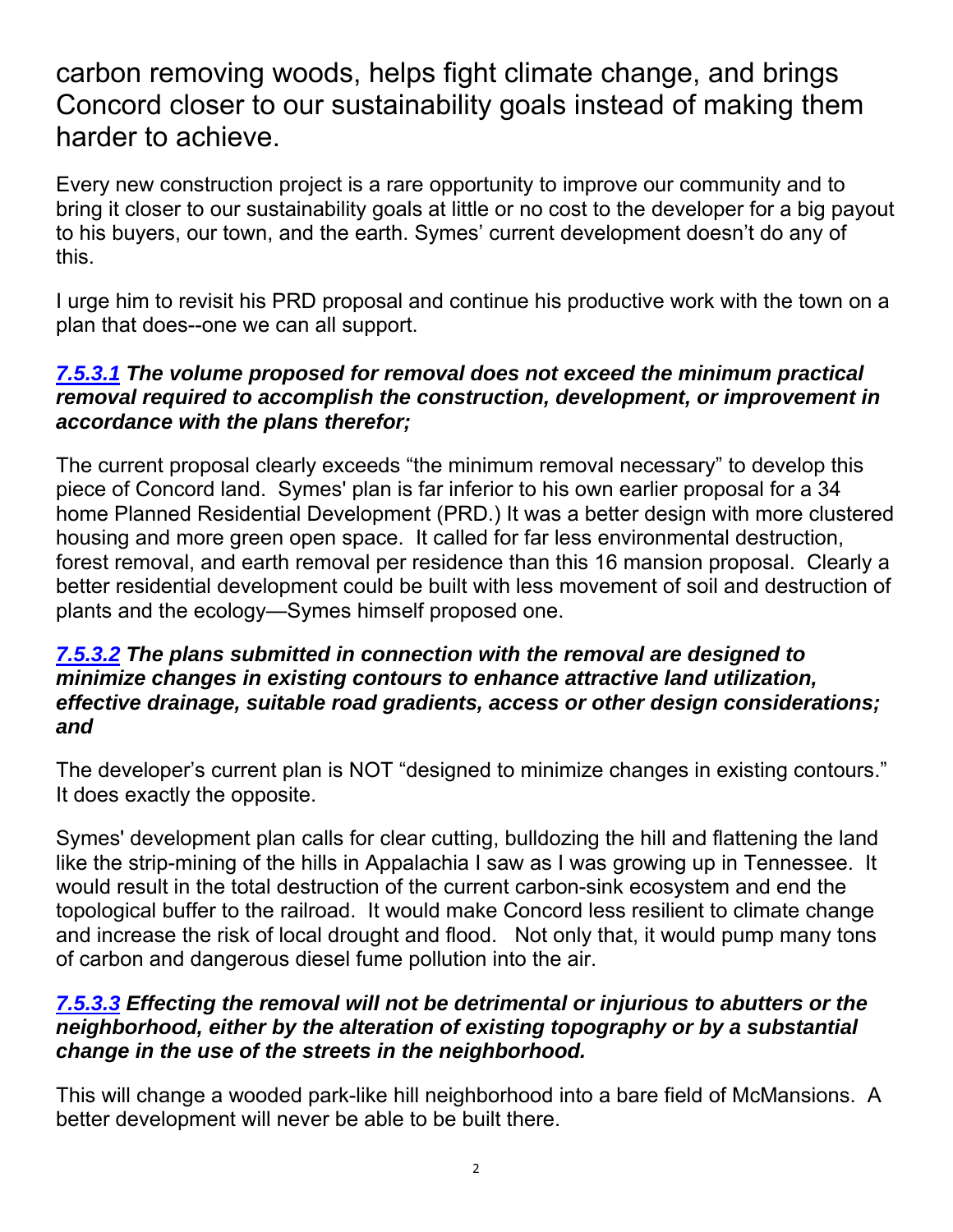carbon removing woods, helps fight climate change, and brings Concord closer to our sustainability goals instead of making them harder to achieve.

Every new construction project is a rare opportunity to improve our community and to bring it closer to our sustainability goals at little or no cost to the developer for a big payout to his buyers, our town, and the earth. Symes' current development doesn't do any of this.

I urge him to revisit his PRD proposal and continue his productive work with the town on a plan that does--one we can all support.

### ***7.5.3.1 The volume proposed for removal does not exceed the minimum practical removal required to accomplish the construction, development, or improvement in accordance with the plans therefor;***

The current proposal clearly exceeds "the minimum removal necessary" to develop this piece of Concord land. Symes' plan is far inferior to his own earlier proposal for a 34 home Planned Residential Development (PRD.) It was a better design with more clustered housing and more green open space. It called for far less environmental destruction, forest removal, and earth removal per residence than this 16 mansion proposal. Clearly a better residential development could be built with less movement of soil and destruction of plants and the ecology—Symes himself proposed one.

### ***7.5.3.2 The plans submitted in connection with the removal are designed to minimize changes in existing contours to enhance attractive land utilization, effective drainage, suitable road gradients, access or other design considerations; and***

The developer's current plan is NOT "designed to minimize changes in existing contours." It does exactly the opposite.

Symes' development plan calls for clear cutting, bulldozing the hill and flattening the land like the strip-mining of the hills in Appalachia I saw as I was growing up in Tennessee. It would result in the total destruction of the current carbon-sink ecosystem and end the topological buffer to the railroad. It would make Concord less resilient to climate change and increase the risk of local drought and flood. Not only that, it would pump many tons of carbon and dangerous diesel fume pollution into the air.

### ***7.5.3.3 Effecting the removal will not be detrimental or injurious to abutters or the neighborhood, either by the alteration of existing topography or by a substantial change in the use of the streets in the neighborhood.***

This will change a wooded park-like hill neighborhood into a bare field of McMansions. A better development will never be able to be built there.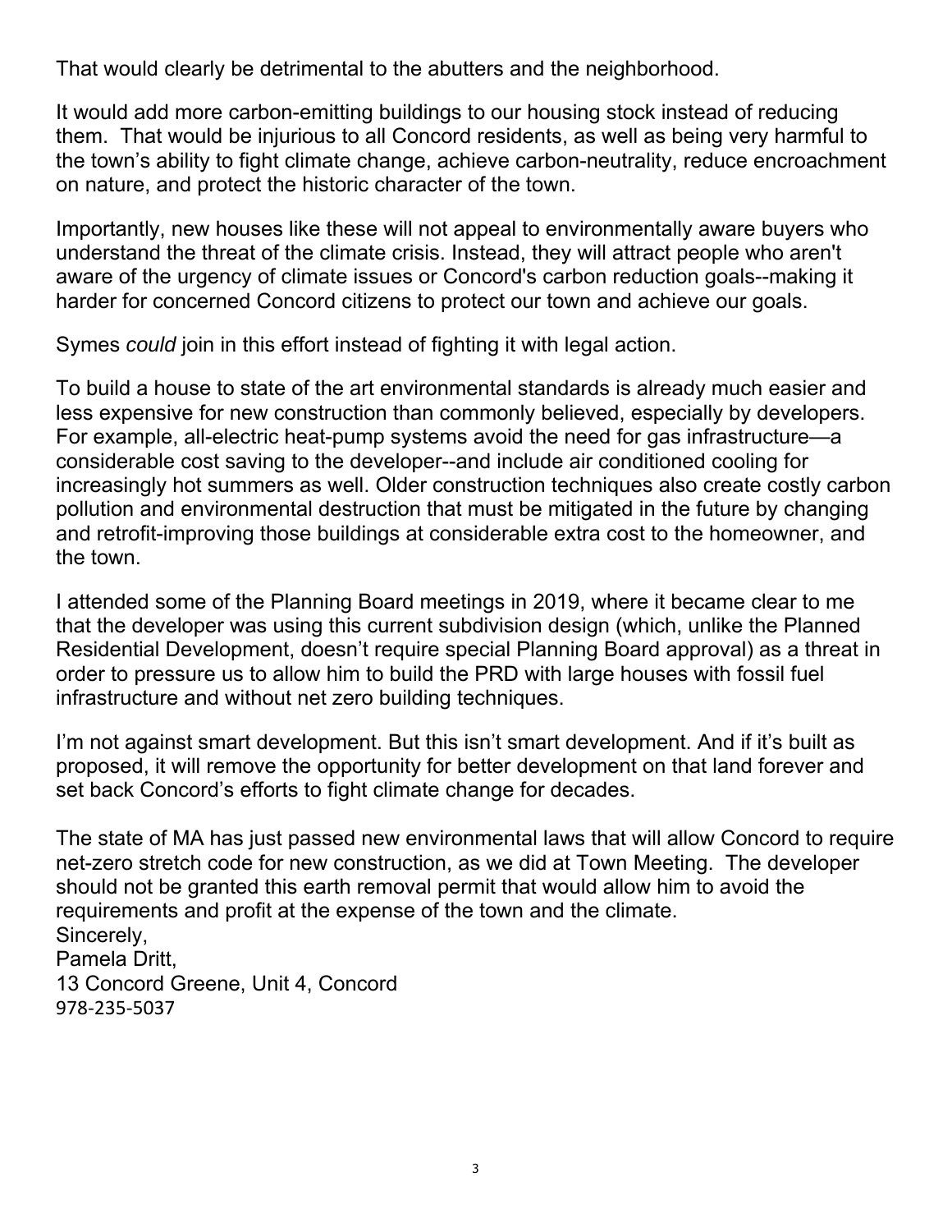That would clearly be detrimental to the abutters and the neighborhood.

It would add more carbon-emitting buildings to our housing stock instead of reducing them. That would be injurious to all Concord residents, as well as being very harmful to the town's ability to fight climate change, achieve carbon-neutrality, reduce encroachment on nature, and protect the historic character of the town.

Importantly, new houses like these will not appeal to environmentally aware buyers who understand the threat of the climate crisis. Instead, they will attract people who aren't aware of the urgency of climate issues or Concord's carbon reduction goals--making it harder for concerned Concord citizens to protect our town and achieve our goals.

Symes *could* join in this effort instead of fighting it with legal action.

To build a house to state of the art environmental standards is already much easier and less expensive for new construction than commonly believed, especially by developers. For example, all-electric heat-pump systems avoid the need for gas infrastructure—a considerable cost saving to the developer--and include air conditioned cooling for increasingly hot summers as well. Older construction techniques also create costly carbon pollution and environmental destruction that must be mitigated in the future by changing and retrofit-improving those buildings at considerable extra cost to the homeowner, and the town.

I attended some of the Planning Board meetings in 2019, where it became clear to me that the developer was using this current subdivision design (which, unlike the Planned Residential Development, doesn't require special Planning Board approval) as a threat in order to pressure us to allow him to build the PRD with large houses with fossil fuel infrastructure and without net zero building techniques.

I'm not against smart development. But this isn't smart development. And if it's built as proposed, it will remove the opportunity for better development on that land forever and set back Concord's efforts to fight climate change for decades.

The state of MA has just passed new environmental laws that will allow Concord to require net-zero stretch code for new construction, as we did at Town Meeting. The developer should not be granted this earth removal permit that would allow him to avoid the requirements and profit at the expense of the town and the climate.

Sincerely,
Pamela Dritt,
13 Concord Greene, Unit 4, Concord
978-235-5037